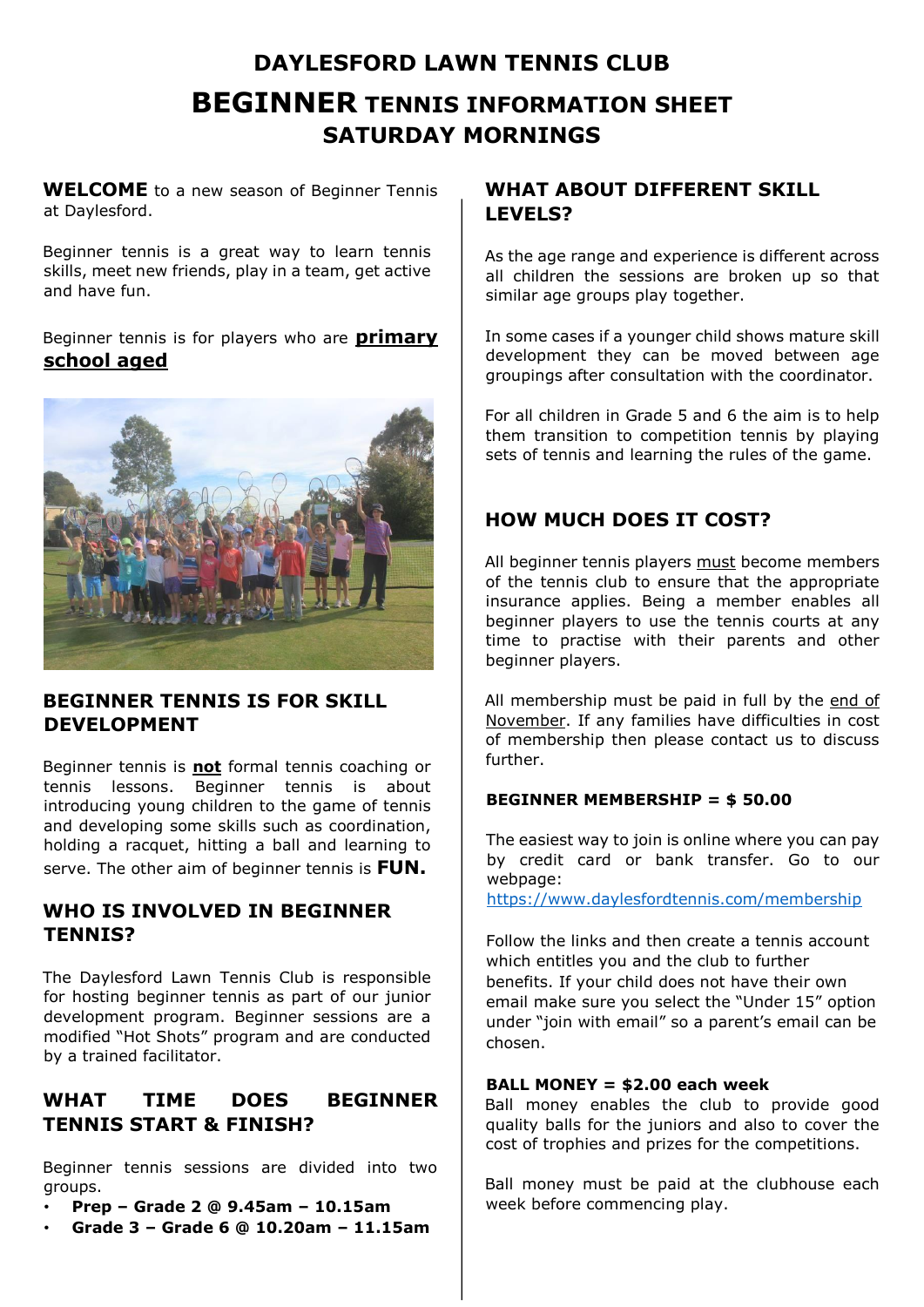# DAYLESFORD LAWN TENNIS CLUB

# BEGINNER TENNIS INFORMATION SHEET

## SATURDAY MORNINGS

**WELCOME** to a new season of Beginner Tennis at Daylesford.

Beginner tennis is a great way to learn tennis skills, meet new friends, play in a team, get active and have fun.

Beginner tennis is for players who are **primary school aged**

## BEGINNER TENNIS IS FOR SKILL DEVELOPMENT

Beginner tennis is **not** formal tennis coaching or tennis lessons. Beginner tennis is about introducing young children to the game of tennis and developing some skills such as coordination, holding a racquet, hitting a ball and learning to serve. The other aim of beginner tennis is **FUN.**

## WHO IS INVOLVED IN BEGINNER TENNIS?

The Daylesford Lawn Tennis Club is responsible for hosting beginner tennis as part of our junior development program. Beginner sessions are a modified "Hot Shots" program and are conducted by a trained facilitator.

## WHAT TIME DOES BEGINNER TENNIS START & FINISH?

Beginner tennis sessions are divided into two groups.

- **Prep – Grade 2 @ 9.45am – 10.15am**
- **Grade 3 – Grade 6 @ 10.20am – 11.15am**

## WHAT ABOUT DIFFERENT SKILL LEVELS?

As the age range and experience is different across all children the sessions are broken up so that similar age groups play together.

In some cases if a younger child shows mature skill development they can be moved between age groupings after consultation with the coordinator.

For all children in Grade 5 and 6 the aim is to help them transition to competition tennis by playing sets of tennis and learning the rules of the game.

## HOW MUCH DOES IT COST?

All beginner tennis players must become members of the tennis club to ensure that the appropriate insurance applies. Being a member enables all beginner players to use the tennis courts at any time to practise with their parents and other beginner players.

All membership must be paid in full by the end of November. If any families have difficulties in cost of membership then please contact us to discuss further.

**BEGINNER MEMBERSHIP = $ 50.00**

The easiest way to join is online where you can pay by credit card or bank transfer. Go to our webpage: https://www.daylesfordtennis.com/membership

Follow the links and then create a tennis account which entitles you and the club to further benefits. If your child does not have their own email make sure you select the "Under 15" option under "join with email" so a parent's email can be chosen.

**BALL MONEY = $2.00 each week**

Ball money enables the club to provide good quality balls for the juniors and also to cover the cost of trophies and prizes for the competitions.

Ball money must be paid at the clubhouse each week before commencing play.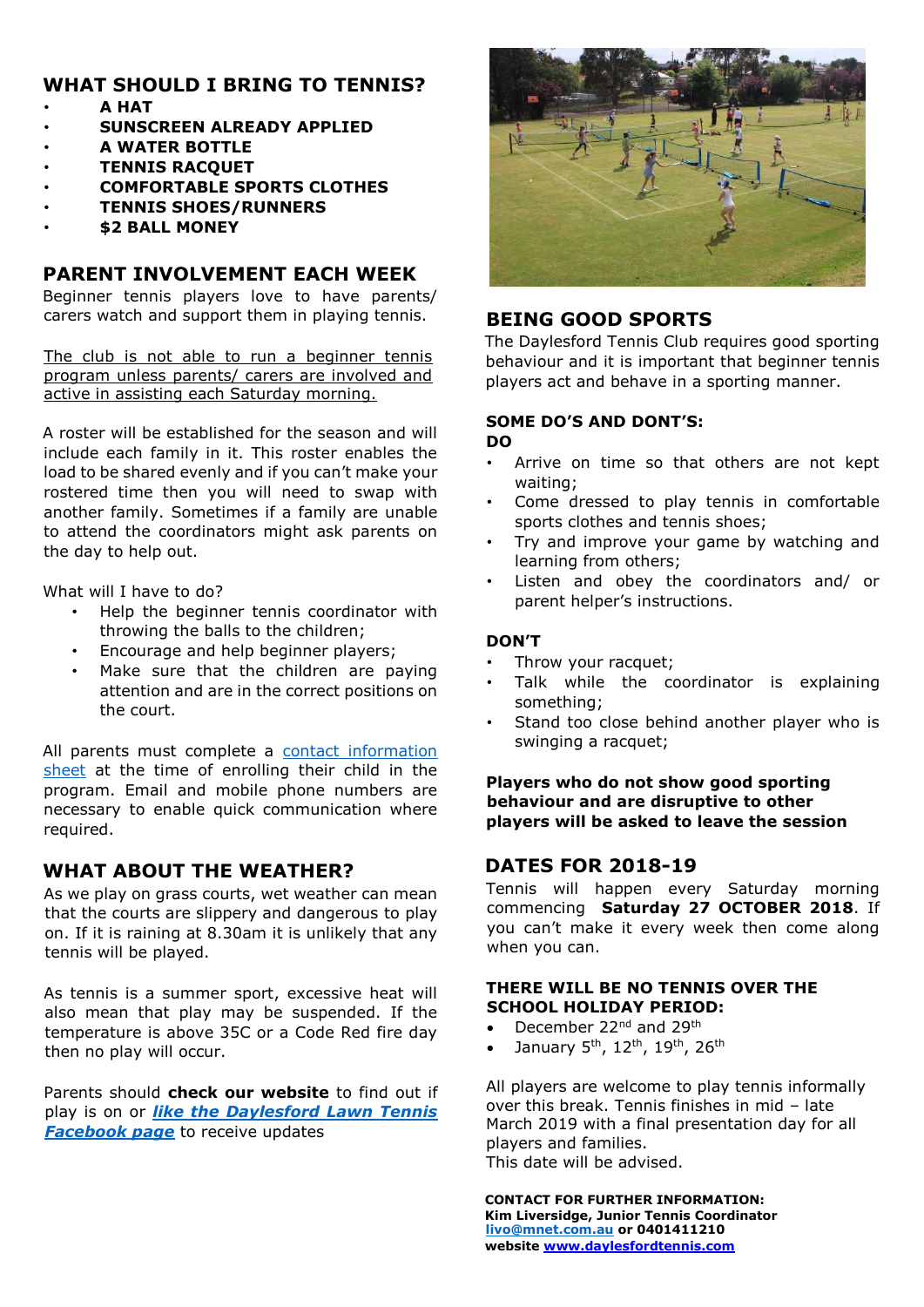## WHAT SHOULD I BRING TO TENNIS?

- **A HAT**
- **SUNSCREEN ALREADY APPLIED**
- **A WATER BOTTLE**
- **TENNIS RACQUET**
- **COMFORTABLE SPORTS CLOTHES**
- **TENNIS SHOES/RUNNERS**
- **$2 BALL MONEY**

## PARENT INVOLVEMENT EACH WEEK

Beginner tennis players love to have parents/ carers watch and support them in playing tennis.

The club is not able to run a beginner tennis program unless parents/ carers are involved and active in assisting each Saturday morning.

A roster will be established for the season and will include each family in it. This roster enables the load to be shared evenly and if you can't make your rostered time then you will need to swap with another family. Sometimes if a family are unable to attend the coordinators might ask parents on the day to help out.

What will I have to do?

- Help the beginner tennis coordinator with throwing the balls to the children;
- Encourage and help beginner players;
- Make sure that the children are paying attention and are in the correct positions on the court.

All parents must complete a contact information sheet at the time of enrolling their child in the program. Email and mobile phone numbers are necessary to enable quick communication where required.

## WHAT ABOUT THE WEATHER?

As we play on grass courts, wet weather can mean that the courts are slippery and dangerous to play on. If it is raining at 8.30am it is unlikely that any tennis will be played.

As tennis is a summer sport, excessive heat will also mean that play may be suspended. If the temperature is above 35C or a Code Red fire day then no play will occur.

Parents should **check our website** to find out if play is on or ***like the Daylesford Lawn Tennis Facebook page*** to receive updates

## BEING GOOD SPORTS

The Daylesford Tennis Club requires good sporting behaviour and it is important that beginner tennis players act and behave in a sporting manner.

### SOME DO'S AND DONT'S:

**DO**

- Arrive on time so that others are not kept waiting;
- Come dressed to play tennis in comfortable sports clothes and tennis shoes;
- Try and improve your game by watching and learning from others;
- Listen and obey the coordinators and/ or parent helper's instructions.

**DON'T**

- Throw your racquet;
- Talk while the coordinator is explaining something;
- Stand too close behind another player who is swinging a racquet;

**Players who do not show good sporting behaviour and are disruptive to other players will be asked to leave the session**

## DATES FOR 2018-19

Tennis will happen every Saturday morning commencing **Saturday 27 OCTOBER 2018**. If you can't make it every week then come along when you can.

### THERE WILL BE NO TENNIS OVER THE SCHOOL HOLIDAY PERIOD:

- December 22nd and 29th
- January 5th, 12th, 19th, 26th

All players are welcome to play tennis informally over this break. Tennis finishes in mid – late March 2019 with a final presentation day for all players and families.
This date will be advised.

**CONTACT FOR FURTHER INFORMATION:**
**Kim Liversidge, Junior Tennis Coordinator**
**livo@mnet.com.au or 0401411210**
**website www.daylesfordtennis.com**